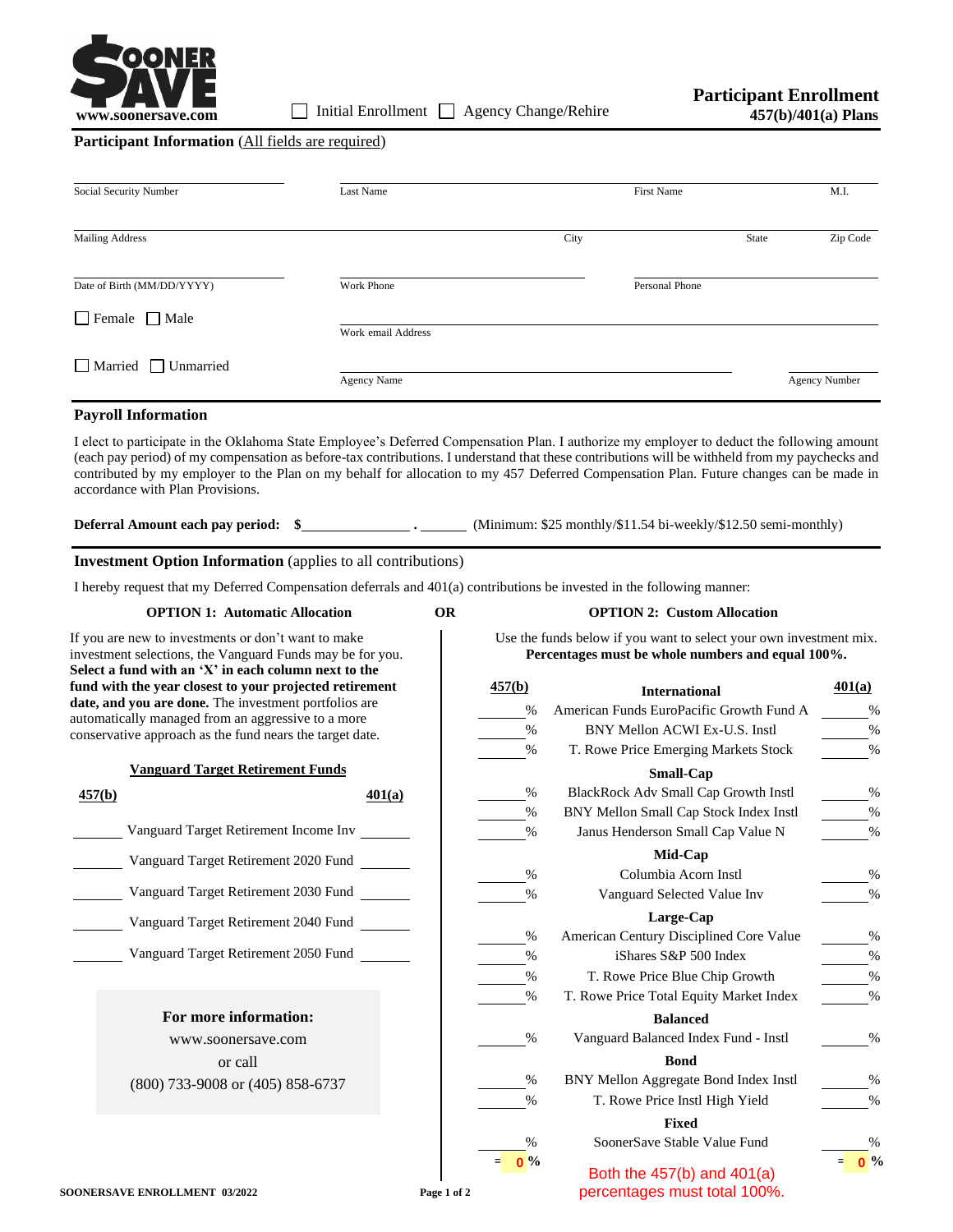SOONER SAVE
www.soonersave.com

☐ Initial Enrollment ☐ Agency Change/Rehire

# Participant Enrollment
## 457(b)/401(a) Plans

**Participant Information** (All fields are required)

| Social Security Number | Last Name | First Name | M.I. |
|---|---|---|---|
| | | | |

| Mailing Address | City | State | Zip Code |
|---|---|---|---|
| | | | |

| Date of Birth (MM/DD/YYYY) | Work Phone | Personal Phone |
|---|---|---|
| | | |

☐ Female ☐ Male

Work email Address: ____________________

☐ Married ☐ Unmarried

Agency Name: ____________________ Agency Number: __________

## Payroll Information

I elect to participate in the Oklahoma State Employee's Deferred Compensation Plan. I authorize my employer to deduct the following amount (each pay period) of my compensation as before-tax contributions. I understand that these contributions will be withheld from my paychecks and contributed by my employer to the Plan on my behalf for allocation to my 457 Deferred Compensation Plan. Future changes can be made in accordance with Plan Provisions.

**Deferral Amount each pay period: $**__________ . ______ (Minimum: $25 monthly/$11.54 bi-weekly/$12.50 semi-monthly)

## Investment Option Information (applies to all contributions)

I hereby request that my Deferred Compensation deferrals and 401(a) contributions be invested in the following manner:

### OPTION 1: Automatic Allocation

If you are new to investments or don't want to make investment selections, the Vanguard Funds may be for you. **Select a fund with an 'X' in each column next to the fund with the year closest to your projected retirement date, and you are done.** The investment portfolios are automatically managed from an aggressive to a more conservative approach as the fund nears the target date.

**Vanguard Target Retirement Funds**

| 457(b) | Fund | 401(a) |
|---|---|---|
| ____ | Vanguard Target Retirement Income Inv | ____ |
| ____ | Vanguard Target Retirement 2020 Fund | ____ |
| ____ | Vanguard Target Retirement 2030 Fund | ____ |
| ____ | Vanguard Target Retirement 2040 Fund | ____ |
| ____ | Vanguard Target Retirement 2050 Fund | ____ |

**For more information:**
www.soonersave.com
or call
(800) 733-9008 or (405) 858-6737

**OR**

### OPTION 2: Custom Allocation

Use the funds below if you want to select your own investment mix. **Percentages must be whole numbers and equal 100%.**

| 457(b) | Fund | 401(a) |
|---|---|---|
| | **International** | |
| ____% | American Funds EuroPacific Growth Fund A | ____% |
| ____% | BNY Mellon ACWI Ex-U.S. Instl | ____% |
| ____% | T. Rowe Price Emerging Markets Stock | ____% |
| | **Small-Cap** | |
| ____% | BlackRock Adv Small Cap Growth Instl | ____% |
| ____% | BNY Mellon Small Cap Stock Index Instl | ____% |
| ____% | Janus Henderson Small Cap Value N | ____% |
| | **Mid-Cap** | |
| ____% | Columbia Acorn Instl | ____% |
| ____% | Vanguard Selected Value Inv | ____% |
| | **Large-Cap** | |
| ____% | American Century Disciplined Core Value | ____% |
| ____% | iShares S&P 500 Index | ____% |
| ____% | T. Rowe Price Blue Chip Growth | ____% |
| ____% | T. Rowe Price Total Equity Market Index | ____% |
| | **Balanced** | |
| ____% | Vanguard Balanced Index Fund - Instl | ____% |
| | **Bond** | |
| ____% | BNY Mellon Aggregate Bond Index Instl | ____% |
| ____% | T. Rowe Price Instl High Yield | ____% |
| | **Fixed** | |
| ____% | SoonerSave Stable Value Fund | ____% |
| = 0 % | | = 0 % |

Both the 457(b) and 401(a) percentages must total 100%.

SOONERSAVE ENROLLMENT 03/2022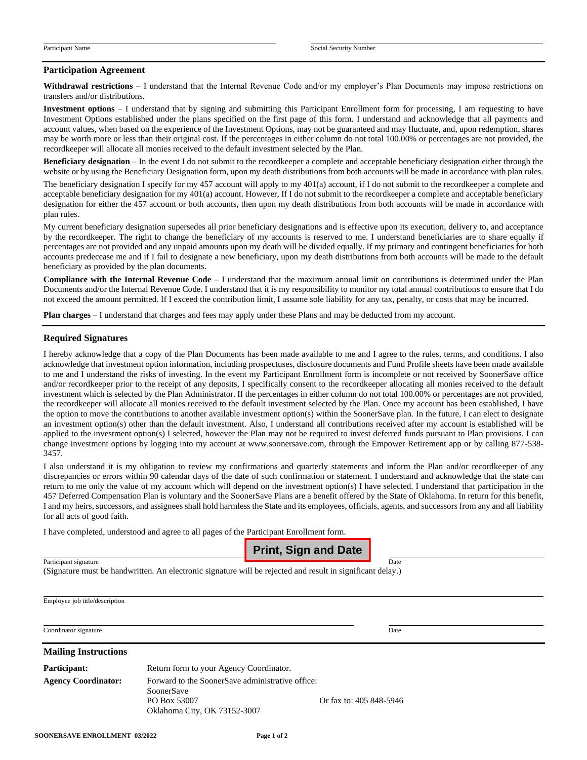Participant Name

Social Security Number

## Participation Agreement

**Withdrawal restrictions** – I understand that the Internal Revenue Code and/or my employer's Plan Documents may impose restrictions on transfers and/or distributions.

**Investment options** – I understand that by signing and submitting this Participant Enrollment form for processing, I am requesting to have Investment Options established under the plans specified on the first page of this form. I understand and acknowledge that all payments and account values, when based on the experience of the Investment Options, may not be guaranteed and may fluctuate, and, upon redemption, shares may be worth more or less than their original cost. If the percentages in either column do not total 100.00% or percentages are not provided, the recordkeeper will allocate all monies received to the default investment selected by the Plan.

**Beneficiary designation** – In the event I do not submit to the recordkeeper a complete and acceptable beneficiary designation either through the website or by using the Beneficiary Designation form, upon my death distributions from both accounts will be made in accordance with plan rules.

The beneficiary designation I specify for my 457 account will apply to my 401(a) account, if I do not submit to the recordkeeper a complete and acceptable beneficiary designation for my 401(a) account. However, If I do not submit to the recordkeeper a complete and acceptable beneficiary designation for either the 457 account or both accounts, then upon my death distributions from both accounts will be made in accordance with plan rules.

My current beneficiary designation supersedes all prior beneficiary designations and is effective upon its execution, delivery to, and acceptance by the recordkeeper. The right to change the beneficiary of my accounts is reserved to me. I understand beneficiaries are to share equally if percentages are not provided and any unpaid amounts upon my death will be divided equally. If my primary and contingent beneficiaries for both accounts predecease me and if I fail to designate a new beneficiary, upon my death distributions from both accounts will be made to the default beneficiary as provided by the plan documents.

**Compliance with the Internal Revenue Code** – I understand that the maximum annual limit on contributions is determined under the Plan Documents and/or the Internal Revenue Code. I understand that it is my responsibility to monitor my total annual contributions to ensure that I do not exceed the amount permitted. If I exceed the contribution limit, I assume sole liability for any tax, penalty, or costs that may be incurred.

**Plan charges** – I understand that charges and fees may apply under these Plans and may be deducted from my account.

## Required Signatures

I hereby acknowledge that a copy of the Plan Documents has been made available to me and I agree to the rules, terms, and conditions. I also acknowledge that investment option information, including prospectuses, disclosure documents and Fund Profile sheets have been made available to me and I understand the risks of investing. In the event my Participant Enrollment form is incomplete or not received by SoonerSave office and/or recordkeeper prior to the receipt of any deposits, I specifically consent to the recordkeeper allocating all monies received to the default investment which is selected by the Plan Administrator. If the percentages in either column do not total 100.00% or percentages are not provided, the recordkeeper will allocate all monies received to the default investment selected by the Plan. Once my account has been established, I have the option to move the contributions to another available investment option(s) within the SoonerSave plan. In the future, I can elect to designate an investment option(s) other than the default investment. Also, I understand all contributions received after my account is established will be applied to the investment option(s) I selected, however the Plan may not be required to invest deferred funds pursuant to Plan provisions. I can change investment options by logging into my account at www.soonersave.com, through the Empower Retirement app or by calling 877-538-3457.

I also understand it is my obligation to review my confirmations and quarterly statements and inform the Plan and/or recordkeeper of any discrepancies or errors within 90 calendar days of the date of such confirmation or statement. I understand and acknowledge that the state can return to me only the value of my account which will depend on the investment option(s) I have selected. I understand that participation in the 457 Deferred Compensation Plan is voluntary and the SoonerSave Plans are a benefit offered by the State of Oklahoma. In return for this benefit, I and my heirs, successors, and assignees shall hold harmless the State and its employees, officials, agents, and successors from any and all liability for all acts of good faith.

I have completed, understood and agree to all pages of the Participant Enrollment form.

**Print, Sign and Date**

Participant signature — Date

(Signature must be handwritten. An electronic signature will be rejected and result in significant delay.)

Employee job title/description

Coordinator signature — Date

## Mailing Instructions

| | |
|---|---|
| **Participant:** | Return form to your Agency Coordinator. |
| **Agency Coordinator:** | Forward to the SoonerSave administrative office:<br>SoonerSave<br>PO Box 53007<br>Oklahoma City, OK 73152-3007<br><br>Or fax to: 405 848-5946 |

SOONERSAVE ENROLLMENT 03/2022